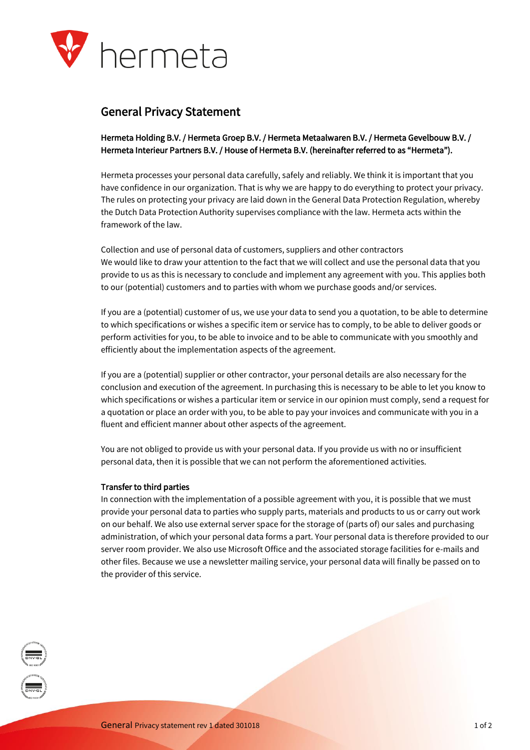# General Privacy Statement

**Hermeta Holding B.V. / Hermeta Groep B.V. / Hermeta Metaalwaren B.V. / Hermeta Gevelbouw B.V. / Hermeta Interieur Partners B.V. / House of Hermeta B.V. (hereinafter referred to as "Hermeta").**

Hermeta processes your personal data carefully, safely and reliably. We think it is important that you have confidence in our organization. That is why we are happy to do everything to protect your privacy. The rules on protecting your privacy are laid down in the General Data Protection Regulation, whereby the Dutch Data Protection Authority supervises compliance with the law. Hermeta acts within the framework of the law.

Collection and use of personal data of customers, suppliers and other contractors
We would like to draw your attention to the fact that we will collect and use the personal data that you provide to us as this is necessary to conclude and implement any agreement with you. This applies both to our (potential) customers and to parties with whom we purchase goods and/or services.

If you are a (potential) customer of us, we use your data to send you a quotation, to be able to determine to which specifications or wishes a specific item or service has to comply, to be able to deliver goods or perform activities for you, to be able to invoice and to be able to communicate with you smoothly and efficiently about the implementation aspects of the agreement.

If you are a (potential) supplier or other contractor, your personal details are also necessary for the conclusion and execution of the agreement. In purchasing this is necessary to be able to let you know to which specifications or wishes a particular item or service in our opinion must comply, send a request for a quotation or place an order with you, to be able to pay your invoices and communicate with you in a fluent and efficient manner about other aspects of the agreement.

You are not obliged to provide us with your personal data. If you provide us with no or insufficient personal data, then it is possible that we can not perform the aforementioned activities.

**Transfer to third parties**
In connection with the implementation of a possible agreement with you, it is possible that we must provide your personal data to parties who supply parts, materials and products to us or carry out work on our behalf. We also use external server space for the storage of (parts of) our sales and purchasing administration, of which your personal data forms a part. Your personal data is therefore provided to our server room provider. We also use Microsoft Office and the associated storage facilities for e-mails and other files. Because we use a newsletter mailing service, your personal data will finally be passed on to the provider of this service.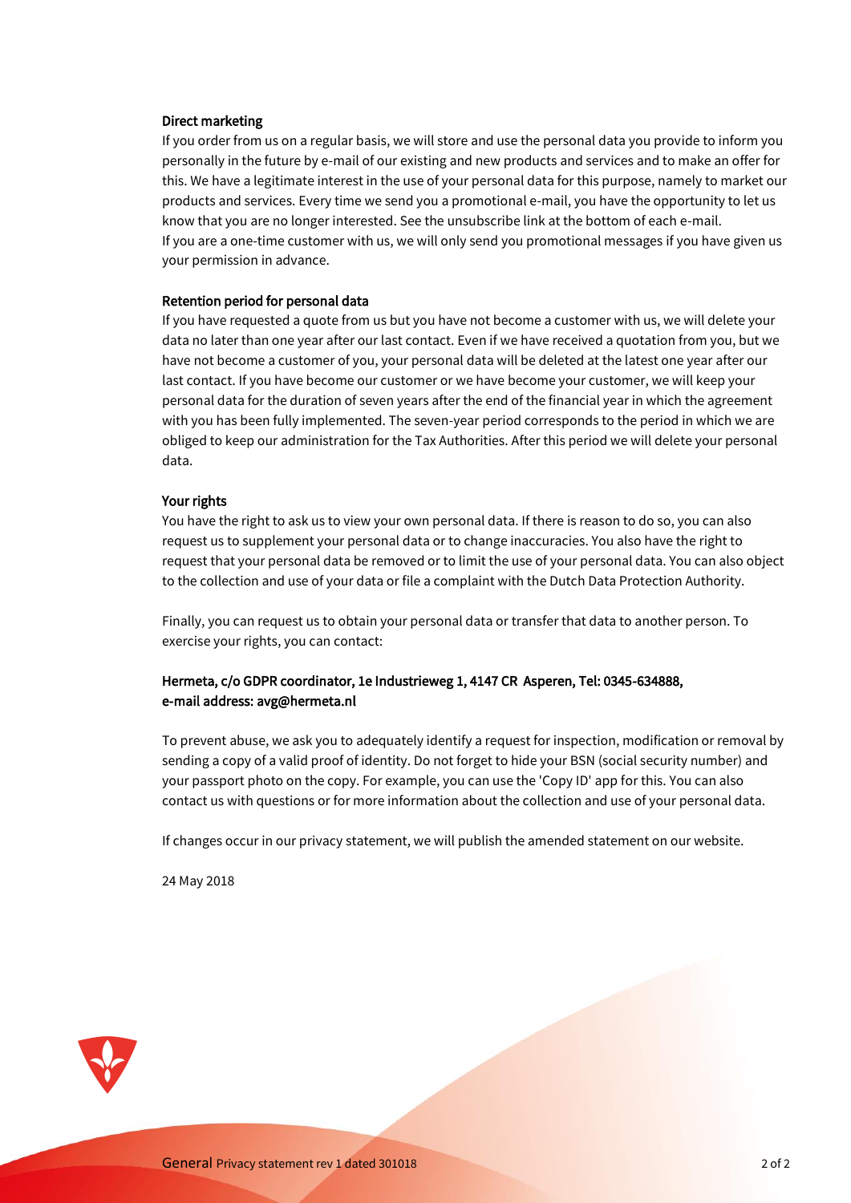### Direct marketing

If you order from us on a regular basis, we will store and use the personal data you provide to inform you personally in the future by e-mail of our existing and new products and services and to make an offer for this. We have a legitimate interest in the use of your personal data for this purpose, namely to market our products and services. Every time we send you a promotional e-mail, you have the opportunity to let us know that you are no longer interested. See the unsubscribe link at the bottom of each e-mail.
If you are a one-time customer with us, we will only send you promotional messages if you have given us your permission in advance.

### Retention period for personal data

If you have requested a quote from us but you have not become a customer with us, we will delete your data no later than one year after our last contact. Even if we have received a quotation from you, but we have not become a customer of you, your personal data will be deleted at the latest one year after our last contact. If you have become our customer or we have become your customer, we will keep your personal data for the duration of seven years after the end of the financial year in which the agreement with you has been fully implemented. The seven-year period corresponds to the period in which we are obliged to keep our administration for the Tax Authorities. After this period we will delete your personal data.

### Your rights

You have the right to ask us to view your own personal data. If there is reason to do so, you can also request us to supplement your personal data or to change inaccuracies. You also have the right to request that your personal data be removed or to limit the use of your personal data. You can also object to the collection and use of your data or file a complaint with the Dutch Data Protection Authority.

Finally, you can request us to obtain your personal data or transfer that data to another person. To exercise your rights, you can contact:

**Hermeta, c/o GDPR coordinator, 1e Industrieweg 1, 4147 CR Asperen, Tel: 0345-634888, e-mail address: avg@hermeta.nl**

To prevent abuse, we ask you to adequately identify a request for inspection, modification or removal by sending a copy of a valid proof of identity. Do not forget to hide your BSN (social security number) and your passport photo on the copy. For example, you can use the 'Copy ID' app for this. You can also contact us with questions or for more information about the collection and use of your personal data.

If changes occur in our privacy statement, we will publish the amended statement on our website.

24 May 2018